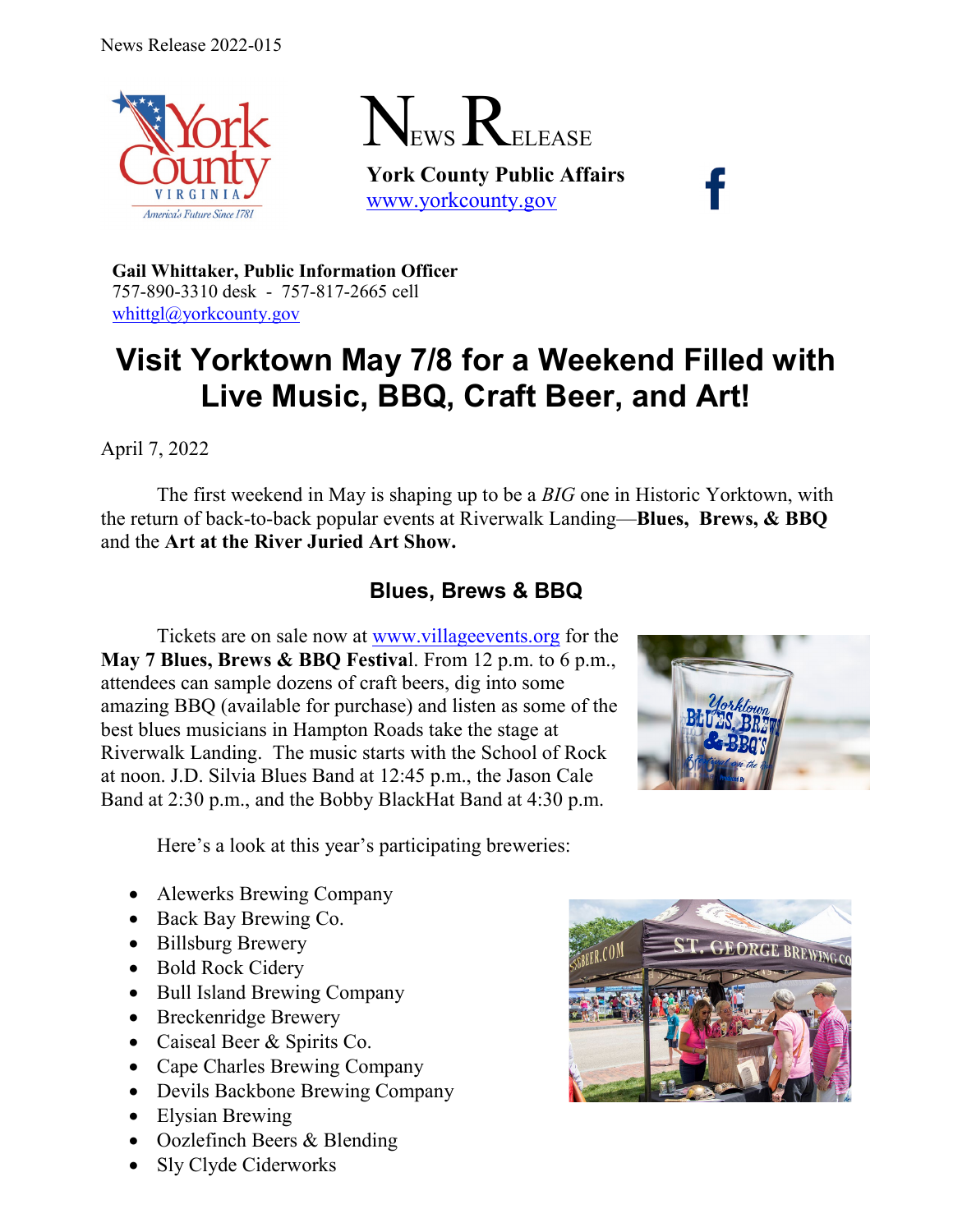News Release 2022-015

# News Release

**York County Public Affairs**
www.yorkcounty.gov

**Gail Whittaker, Public Information Officer**
757-890-3310 desk - 757-817-2665 cell
whittgl@yorkcounty.gov

# Visit Yorktown May 7/8 for a Weekend Filled with Live Music, BBQ, Craft Beer, and Art!

April 7, 2022

The first weekend in May is shaping up to be a *BIG* one in Historic Yorktown, with the return of back-to-back popular events at Riverwalk Landing—**Blues, Brews, & BBQ** and the **Art at the River Juried Art Show.**

## Blues, Brews & BBQ

Tickets are on sale now at www.villageevents.org for the **May 7 Blues, Brews & BBQ Festival**. From 12 p.m. to 6 p.m., attendees can sample dozens of craft beers, dig into some amazing BBQ (available for purchase) and listen as some of the best blues musicians in Hampton Roads take the stage at Riverwalk Landing. The music starts with the School of Rock at noon. J.D. Silvia Blues Band at 12:45 p.m., the Jason Cale Band at 2:30 p.m., and the Bobby BlackHat Band at 4:30 p.m.

Here's a look at this year's participating breweries:

- Alewerks Brewing Company
- Back Bay Brewing Co.
- Billsburg Brewery
- Bold Rock Cidery
- Bull Island Brewing Company
- Breckenridge Brewery
- Caiseal Beer & Spirits Co.
- Cape Charles Brewing Company
- Devils Backbone Brewing Company
- Elysian Brewing
- Oozlefinch Beers & Blending
- Sly Clyde Ciderworks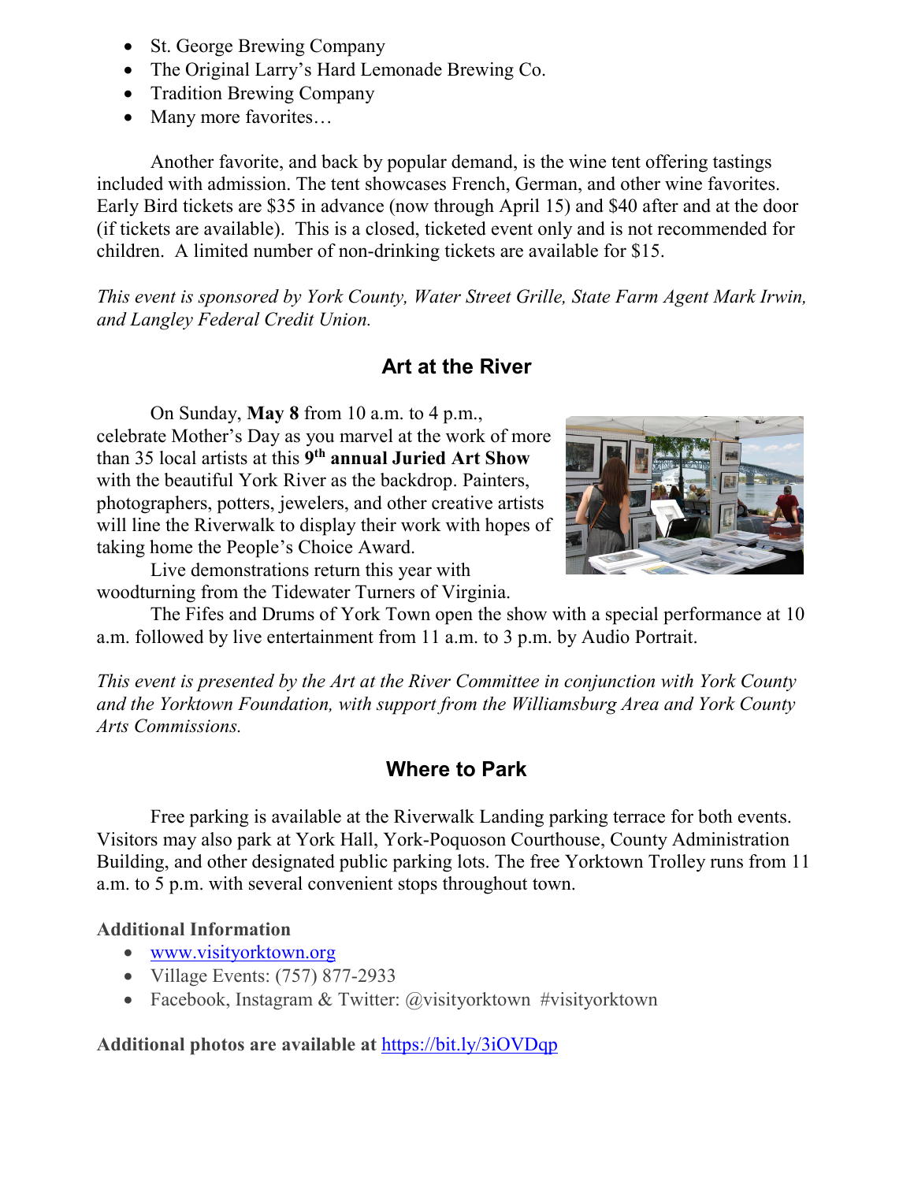- St. George Brewing Company
- The Original Larry's Hard Lemonade Brewing Co.
- Tradition Brewing Company
- Many more favorites…

Another favorite, and back by popular demand, is the wine tent offering tastings included with admission. The tent showcases French, German, and other wine favorites. Early Bird tickets are $35 in advance (now through April 15) and $40 after and at the door (if tickets are available). This is a closed, ticketed event only and is not recommended for children. A limited number of non-drinking tickets are available for $15.

*This event is sponsored by York County, Water Street Grille, State Farm Agent Mark Irwin, and Langley Federal Credit Union.*

## Art at the River

On Sunday, **May 8** from 10 a.m. to 4 p.m., celebrate Mother's Day as you marvel at the work of more than 35 local artists at this **9th annual Juried Art Show** with the beautiful York River as the backdrop. Painters, photographers, potters, jewelers, and other creative artists will line the Riverwalk to display their work with hopes of taking home the People's Choice Award.

Live demonstrations return this year with woodturning from the Tidewater Turners of Virginia.

The Fifes and Drums of York Town open the show with a special performance at 10 a.m. followed by live entertainment from 11 a.m. to 3 p.m. by Audio Portrait.

*This event is presented by the Art at the River Committee in conjunction with York County and the Yorktown Foundation, with support from the Williamsburg Area and York County Arts Commissions.*

## Where to Park

Free parking is available at the Riverwalk Landing parking terrace for both events. Visitors may also park at York Hall, York-Poquoson Courthouse, County Administration Building, and other designated public parking lots. The free Yorktown Trolley runs from 11 a.m. to 5 p.m. with several convenient stops throughout town.

**Additional Information**

- [www.visityorktown.org](http://www.visityorktown.org)
- Village Events: (757) 877-2933
- Facebook, Instagram & Twitter: @visityorktown #visityorktown

**Additional photos are available at** [https://bit.ly/3iOVDqp](https://bit.ly/3iOVDqp)